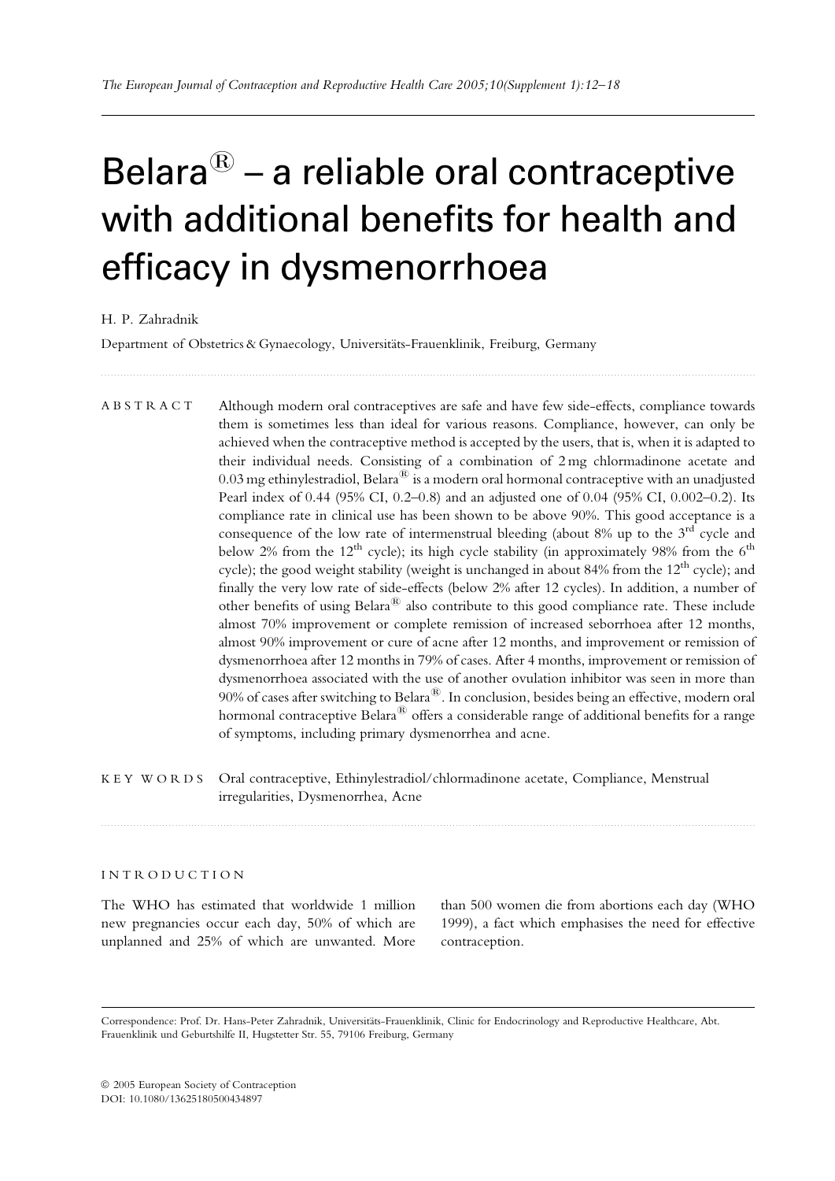# Belara® – a reliable oral contraceptive with additional benefits for health and efficacy in dysmenorrhoea

H. P. Zahradnik

Department of Obstetrics & Gynaecology, Universitäts-Frauenklinik, Freiburg, Germany

ABSTRACT Although modern oral contraceptives are safe and have few side-effects, compliance towards them is sometimes less than ideal for various reasons. Compliance, however, can only be achieved when the contraceptive method is accepted by the users, that is, when it is adapted to their individual needs. Consisting of a combination of 2 mg chlormadinone acetate and 0.03 mg ethinylestradiol, Belara® is a modern oral hormonal contraceptive with an unadjusted Pearl index of 0.44 (95% CI, 0.2–0.8) and an adjusted one of 0.04 (95% CI, 0.002–0.2). Its compliance rate in clinical use has been shown to be above 90%. This good acceptance is a consequence of the low rate of intermenstrual bleeding (about 8% up to the 3rd cycle and below 2% from the 12th cycle); its high cycle stability (in approximately 98% from the 6th cycle); the good weight stability (weight is unchanged in about 84% from the 12th cycle); and finally the very low rate of side-effects (below 2% after 12 cycles). In addition, a number of other benefits of using Belara® also contribute to this good compliance rate. These include almost 70% improvement or complete remission of increased seborrhoea after 12 months, almost 90% improvement or cure of acne after 12 months, and improvement or remission of dysmenorrhoea after 12 months in 79% of cases. After 4 months, improvement or remission of dysmenorrhoea associated with the use of another ovulation inhibitor was seen in more than 90% of cases after switching to Belara®. In conclusion, besides being an effective, modern oral hormonal contraceptive Belara® offers a considerable range of additional benefits for a range of symptoms, including primary dysmenorrhea and acne.

KEY WORDS Oral contraceptive, Ethinylestradiol/chlormadinone acetate, Compliance, Menstrual irregularities, Dysmenorrhea, Acne

## INTRODUCTION

The WHO has estimated that worldwide 1 million new pregnancies occur each day, 50% of which are unplanned and 25% of which are unwanted. More than 500 women die from abortions each day (WHO 1999), a fact which emphasises the need for effective contraception.

Correspondence: Prof. Dr. Hans-Peter Zahradnik, Universitäts-Frauenklinik, Clinic for Endocrinology and Reproductive Healthcare, Abt. Frauenklinik und Geburtshilfe II, Hugstetter Str. 55, 79106 Freiburg, Germany

© 2005 European Society of Contraception
DOI: 10.1080/13625180500434897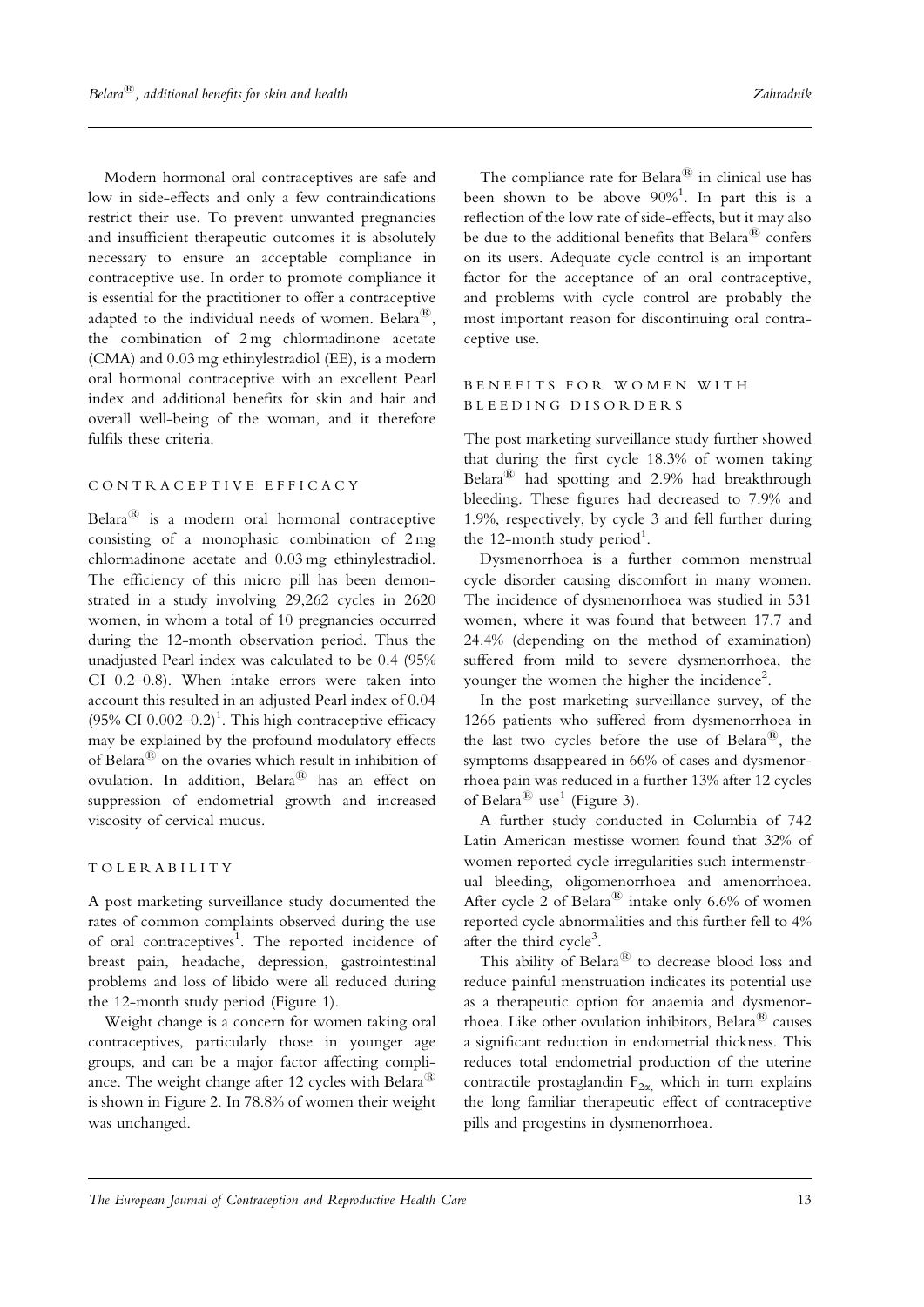Modern hormonal oral contraceptives are safe and low in side-effects and only a few contraindications restrict their use. To prevent unwanted pregnancies and insufficient therapeutic outcomes it is absolutely necessary to ensure an acceptable compliance in contraceptive use. In order to promote compliance it is essential for the practitioner to offer a contraceptive adapted to the individual needs of women. Belara®, the combination of 2 mg chlormadinone acetate (CMA) and 0.03 mg ethinylestradiol (EE), is a modern oral hormonal contraceptive with an excellent Pearl index and additional benefits for skin and hair and overall well-being of the woman, and it therefore fulfils these criteria.

## CONTRACEPTIVE EFFICACY

Belara® is a modern oral hormonal contraceptive consisting of a monophasic combination of 2 mg chlormadinone acetate and 0.03 mg ethinylestradiol. The efficiency of this micro pill has been demonstrated in a study involving 29,262 cycles in 2620 women, in whom a total of 10 pregnancies occurred during the 12-month observation period. Thus the unadjusted Pearl index was calculated to be 0.4 (95% CI 0.2–0.8). When intake errors were taken into account this resulted in an adjusted Pearl index of 0.04 (95% CI 0.002–0.2)[1]. This high contraceptive efficacy may be explained by the profound modulatory effects of Belara® on the ovaries which result in inhibition of ovulation. In addition, Belara® has an effect on suppression of endometrial growth and increased viscosity of cervical mucus.

## TOLERABILITY

A post marketing surveillance study documented the rates of common complaints observed during the use of oral contraceptives[1]. The reported incidence of breast pain, headache, depression, gastrointestinal problems and loss of libido were all reduced during the 12-month study period (Figure 1).

Weight change is a concern for women taking oral contraceptives, particularly those in younger age groups, and can be a major factor affecting compliance. The weight change after 12 cycles with Belara® is shown in Figure 2. In 78.8% of women their weight was unchanged.

The compliance rate for Belara® in clinical use has been shown to be above 90%[1]. In part this is a reflection of the low rate of side-effects, but it may also be due to the additional benefits that Belara® confers on its users. Adequate cycle control is an important factor for the acceptance of an oral contraceptive, and problems with cycle control are probably the most important reason for discontinuing oral contraceptive use.

## BENEFITS FOR WOMEN WITH BLEEDING DISORDERS

The post marketing surveillance study further showed that during the first cycle 18.3% of women taking Belara® had spotting and 2.9% had breakthrough bleeding. These figures had decreased to 7.9% and 1.9%, respectively, by cycle 3 and fell further during the 12-month study period[1].

Dysmenorrhoea is a further common menstrual cycle disorder causing discomfort in many women. The incidence of dysmenorrhoea was studied in 531 women, where it was found that between 17.7 and 24.4% (depending on the method of examination) suffered from mild to severe dysmenorrhoea, the younger the women the higher the incidence[2].

In the post marketing surveillance survey, of the 1266 patients who suffered from dysmenorrhoea in the last two cycles before the use of Belara®, the symptoms disappeared in 66% of cases and dysmenorrhoea pain was reduced in a further 13% after 12 cycles of Belara® use[1] (Figure 3).

A further study conducted in Columbia of 742 Latin American mestisse women found that 32% of women reported cycle irregularities such intermenstrual bleeding, oligomenorrhoea and amenorrhoea. After cycle 2 of Belara® intake only 6.6% of women reported cycle abnormalities and this further fell to 4% after the third cycle[3].

This ability of Belara® to decrease blood loss and reduce painful menstruation indicates its potential use as a therapeutic option for anaemia and dysmenorrhoea. Like other ovulation inhibitors, Belara® causes a significant reduction in endometrial thickness. This reduces total endometrial production of the uterine contractile prostaglandin $F_{2\alpha}$, which in turn explains the long familiar therapeutic effect of contraceptive pills and progestins in dysmenorrhoea.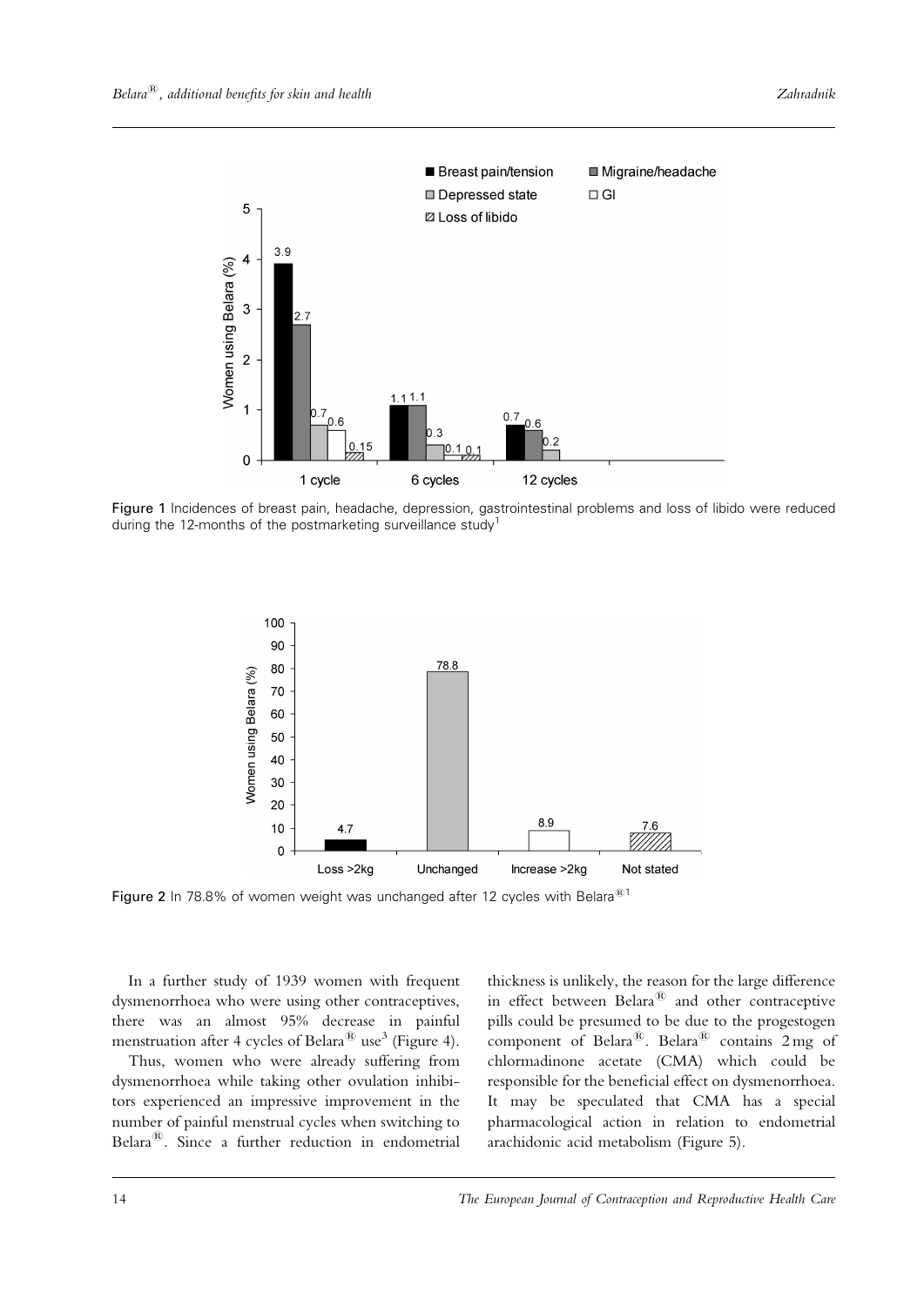Figure 1 Incidences of breast pain, headache, depression, gastrointestinal problems and loss of libido were reduced during the 12-months of the postmarketing surveillance study[1]

Figure 2 In 78.8% of women weight was unchanged after 12 cycles with Belara®[1]

In a further study of 1939 women with frequent dysmenorrhoea who were using other contraceptives, there was an almost 95% decrease in painful menstruation after 4 cycles of Belara® use[3] (Figure 4).

Thus, women who were already suffering from dysmenorrhoea while taking other ovulation inhibitors experienced an impressive improvement in the number of painful menstrual cycles when switching to Belara®. Since a further reduction in endometrial thickness is unlikely, the reason for the large difference in effect between Belara® and other contraceptive pills could be presumed to be due to the progestogen component of Belara®. Belara® contains 2 mg of chlormadinone acetate (CMA) which could be responsible for the beneficial effect on dysmenorrhoea. It may be speculated that CMA has a special pharmacological action in relation to endometrial arachidonic acid metabolism (Figure 5).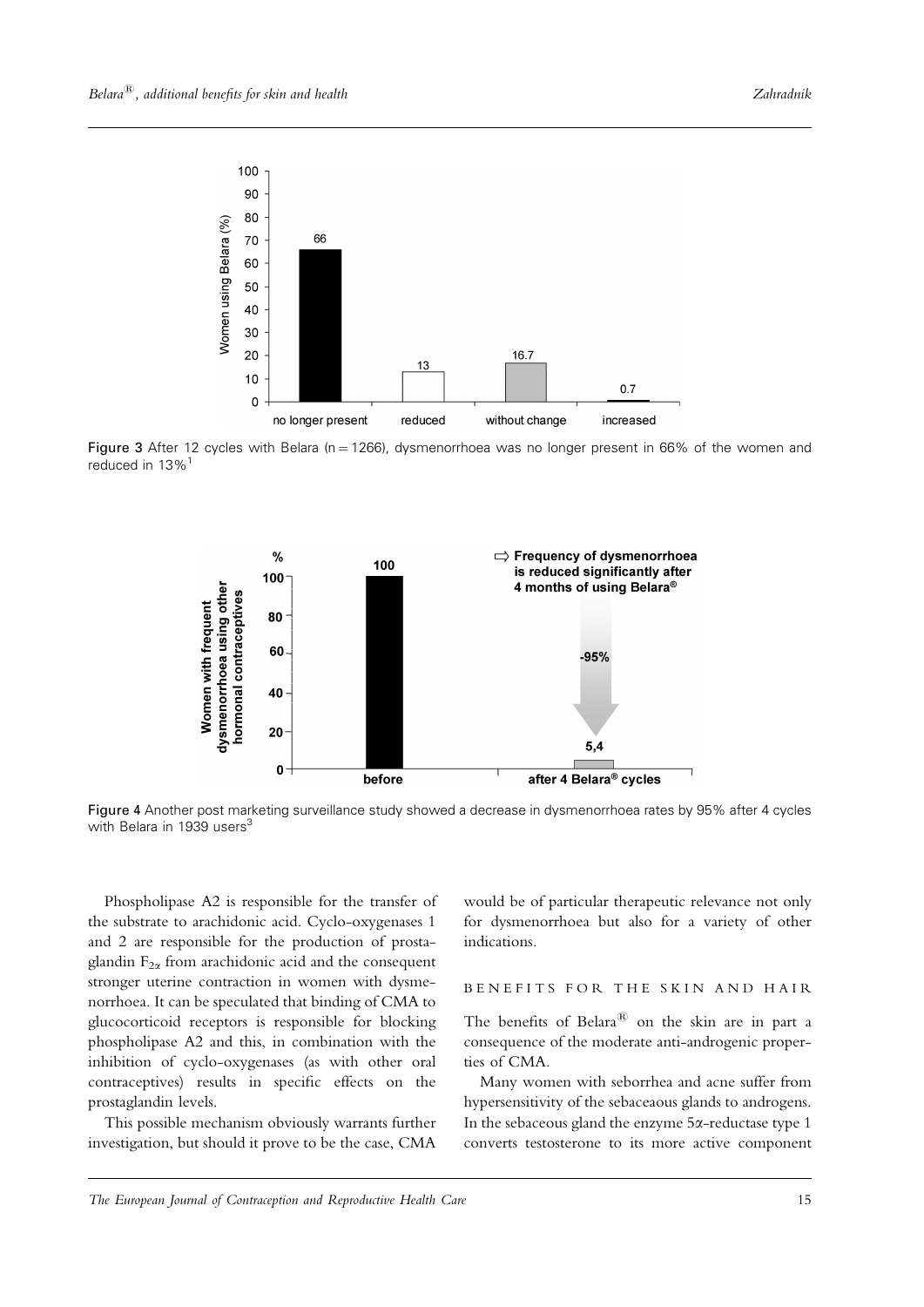Figure 3 After 12 cycles with Belara (n = 1266), dysmenorrhoea was no longer present in 66% of the women and reduced in 13%[1]

Figure 4 Another post marketing surveillance study showed a decrease in dysmenorrhoea rates by 95% after 4 cycles with Belara in 1939 users[3]

Phospholipase A2 is responsible for the transfer of the substrate to arachidonic acid. Cyclo-oxygenases 1 and 2 are responsible for the production of prostaglandin $F_{2\alpha}$ from arachidonic acid and the consequent stronger uterine contraction in women with dysmenorrhoea. It can be speculated that binding of CMA to glucocorticoid receptors is responsible for blocking phospholipase A2 and this, in combination with the inhibition of cyclo-oxygenases (as with other oral contraceptives) results in specific effects on the prostaglandin levels.

This possible mechanism obviously warrants further investigation, but should it prove to be the case, CMA would be of particular therapeutic relevance not only for dysmenorrhoea but also for a variety of other indications.

## BENEFITS FOR THE SKIN AND HAIR

The benefits of Belara® on the skin are in part a consequence of the moderate anti-androgenic properties of CMA.

Many women with seborrhea and acne suffer from hypersensitivity of the sebaceaous glands to androgens. In the sebaceous gland the enzyme 5α-reductase type 1 converts testosterone to its more active component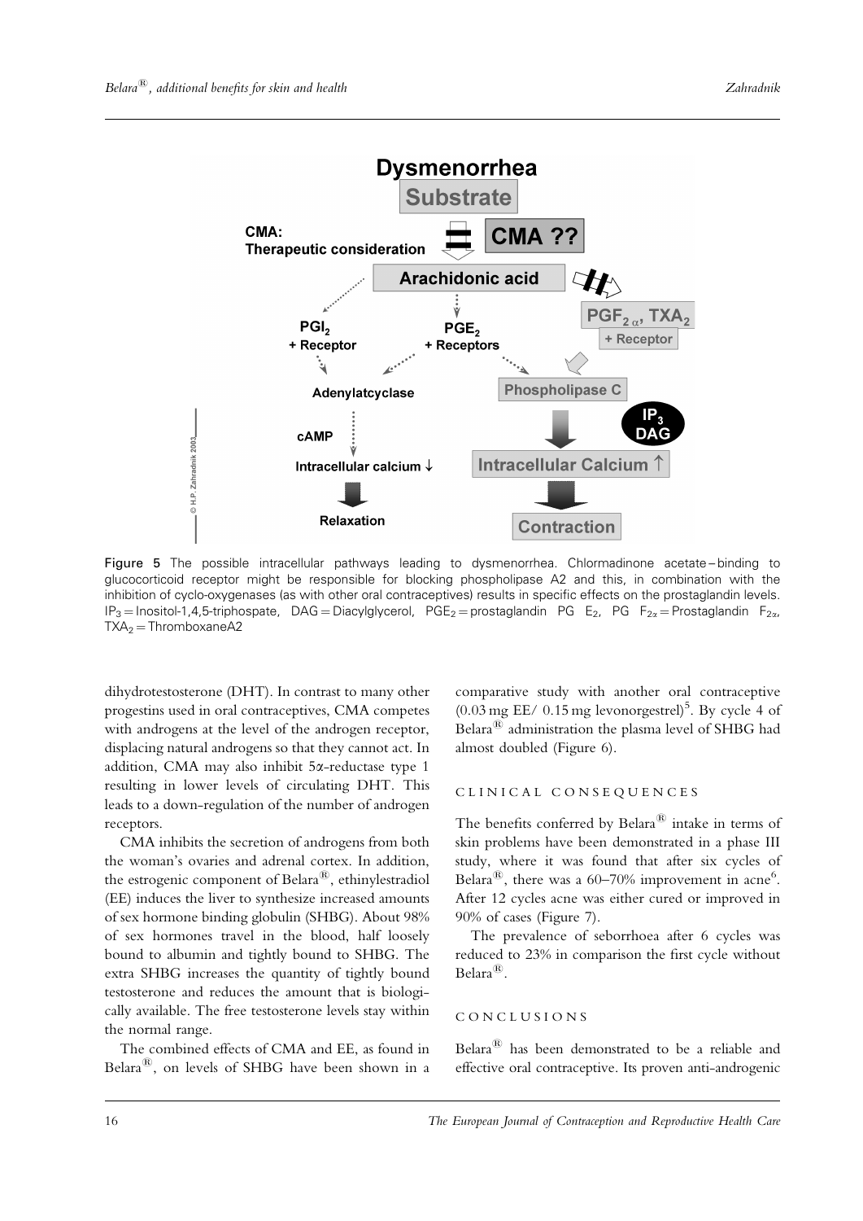**Figure 5** The possible intracellular pathways leading to dysmenorrhea. Chlormadinone acetate – binding to glucocorticoid receptor might be responsible for blocking phospholipase A2 and this, in combination with the inhibition of cyclo-oxygenases (as with other oral contraceptives) results in specific effects on the prostaglandin levels. $IP_3$ = Inositol-1,4,5-triphospate, DAG = Diacylglycerol, $PGE_2$ = prostaglandin PG $E_2$, PG $F_{2\alpha}$ = Prostaglandin $F_{2\alpha}$, $TXA_2$ = ThromboxaneA2

dihydrotestosterone (DHT). In contrast to many other progestins used in oral contraceptives, CMA competes with androgens at the level of the androgen receptor, displacing natural androgens so that they cannot act. In addition, CMA may also inhibit 5α-reductase type 1 resulting in lower levels of circulating DHT. This leads to a down-regulation of the number of androgen receptors.

CMA inhibits the secretion of androgens from both the woman's ovaries and adrenal cortex. In addition, the estrogenic component of Belara®, ethinylestradiol (EE) induces the liver to synthesize increased amounts of sex hormone binding globulin (SHBG). About 98% of sex hormones travel in the blood, half loosely bound to albumin and tightly bound to SHBG. The extra SHBG increases the quantity of tightly bound testosterone and reduces the amount that is biologically available. The free testosterone levels stay within the normal range.

The combined effects of CMA and EE, as found in Belara®, on levels of SHBG have been shown in a comparative study with another oral contraceptive (0.03 mg EE/ 0.15 mg levonorgestrel)[5]. By cycle 4 of Belara® administration the plasma level of SHBG had almost doubled (Figure 6).

## CLINICAL CONSEQUENCES

The benefits conferred by Belara® intake in terms of skin problems have been demonstrated in a phase III study, where it was found that after six cycles of Belara®, there was a 60–70% improvement in acne[6]. After 12 cycles acne was either cured or improved in 90% of cases (Figure 7).

The prevalence of seborrhoea after 6 cycles was reduced to 23% in comparison the first cycle without Belara®.

## CONCLUSIONS

Belara® has been demonstrated to be a reliable and effective oral contraceptive. Its proven anti-androgenic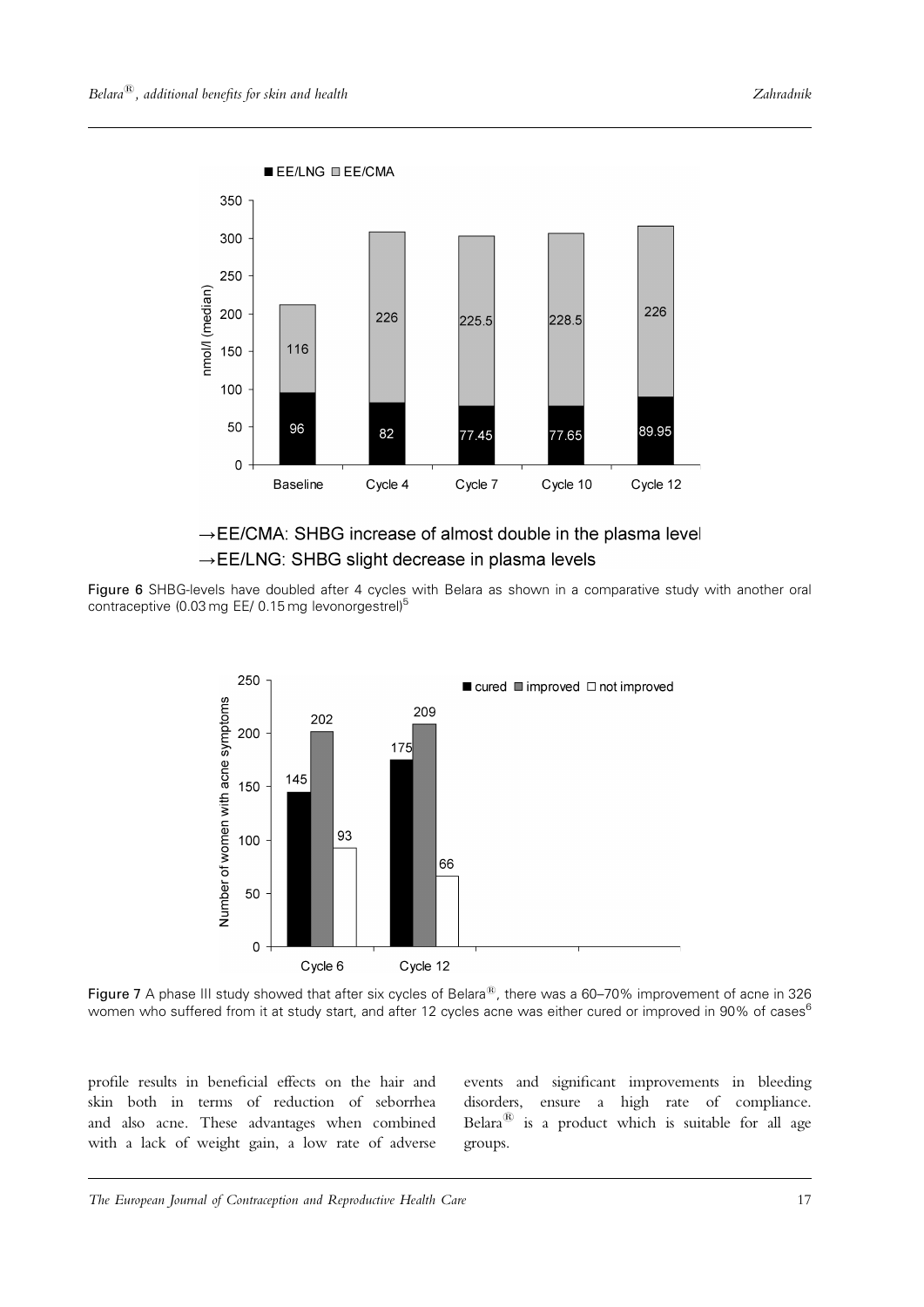■ EE/LNG ■ EE/CMA

| | Baseline | Cycle 4 | Cycle 7 | Cycle 10 | Cycle 12 |
|---|---|---|---|---|---|
| EE/CMA | 116 | 226 | 225.5 | 228.5 | 226 |
| EE/LNG | 96 | 82 | 77.45 | 77.65 | 89.95 |

nmol/l (median)

→EE/CMA: SHBG increase of almost double in the plasma level
→EE/LNG: SHBG slight decrease in plasma levels

**Figure 6** SHBG-levels have doubled after 4 cycles with Belara as shown in a comparative study with another oral contraceptive (0.03 mg EE/ 0.15 mg levonorgestrel)[5]

■ cured ■ improved □ not improved

| | cured | improved | not improved |
|---|---|---|---|
| Cycle 6 | 145 | 202 | 93 |
| Cycle 12 | 175 | 209 | 66 |

Number of women with acne symptoms

**Figure 7** A phase III study showed that after six cycles of Belara®, there was a 60–70% improvement of acne in 326 women who suffered from it at study start, and after 12 cycles acne was either cured or improved in 90% of cases[6]

profile results in beneficial effects on the hair and skin both in terms of reduction of seborrhea and also acne. These advantages when combined with a lack of weight gain, a low rate of adverse events and significant improvements in bleeding disorders, ensure a high rate of compliance. Belara® is a product which is suitable for all age groups.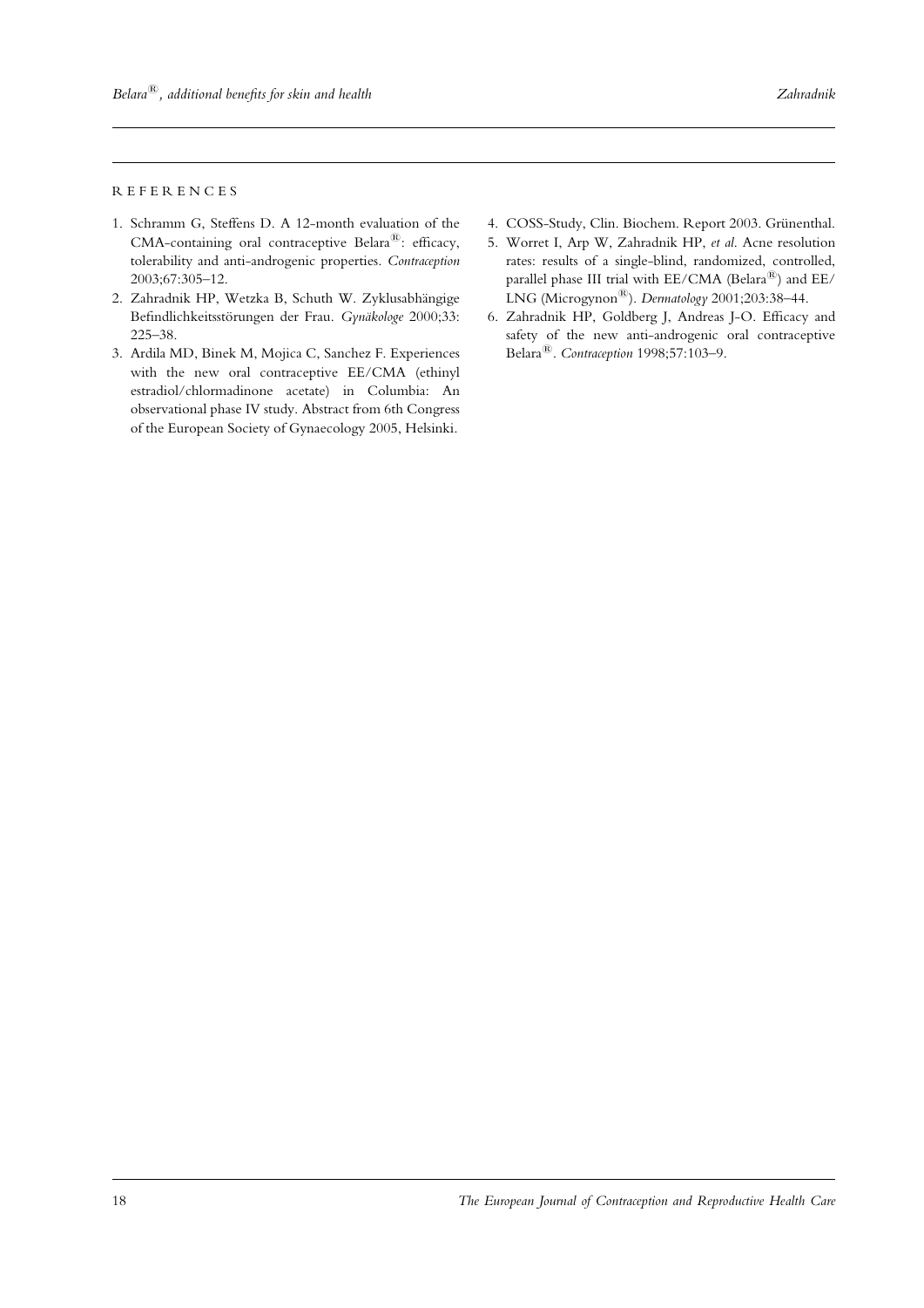## REFERENCES

1. Schramm G, Steffens D. A 12-month evaluation of the CMA-containing oral contraceptive Belara®: efficacy, tolerability and anti-androgenic properties. *Contraception* 2003;67:305–12.
2. Zahradnik HP, Wetzka B, Schuth W. Zyklusabhängige Befindlichkeitsstörungen der Frau. *Gynäkologe* 2000;33: 225–38.
3. Ardila MD, Binek M, Mojica C, Sanchez F. Experiences with the new oral contraceptive EE/CMA (ethinyl estradiol/chlormadinone acetate) in Columbia: An observational phase IV study. Abstract from 6th Congress of the European Society of Gynaecology 2005, Helsinki.
4. COSS-Study, Clin. Biochem. Report 2003. Grünenthal.
5. Worret I, Arp W, Zahradnik HP, *et al.* Acne resolution rates: results of a single-blind, randomized, controlled, parallel phase III trial with EE/CMA (Belara®) and EE/LNG (Microgynon®). *Dermatology* 2001;203:38–44.
6. Zahradnik HP, Goldberg J, Andreas J-O. Efficacy and safety of the new anti-androgenic oral contraceptive Belara®. *Contraception* 1998;57:103–9.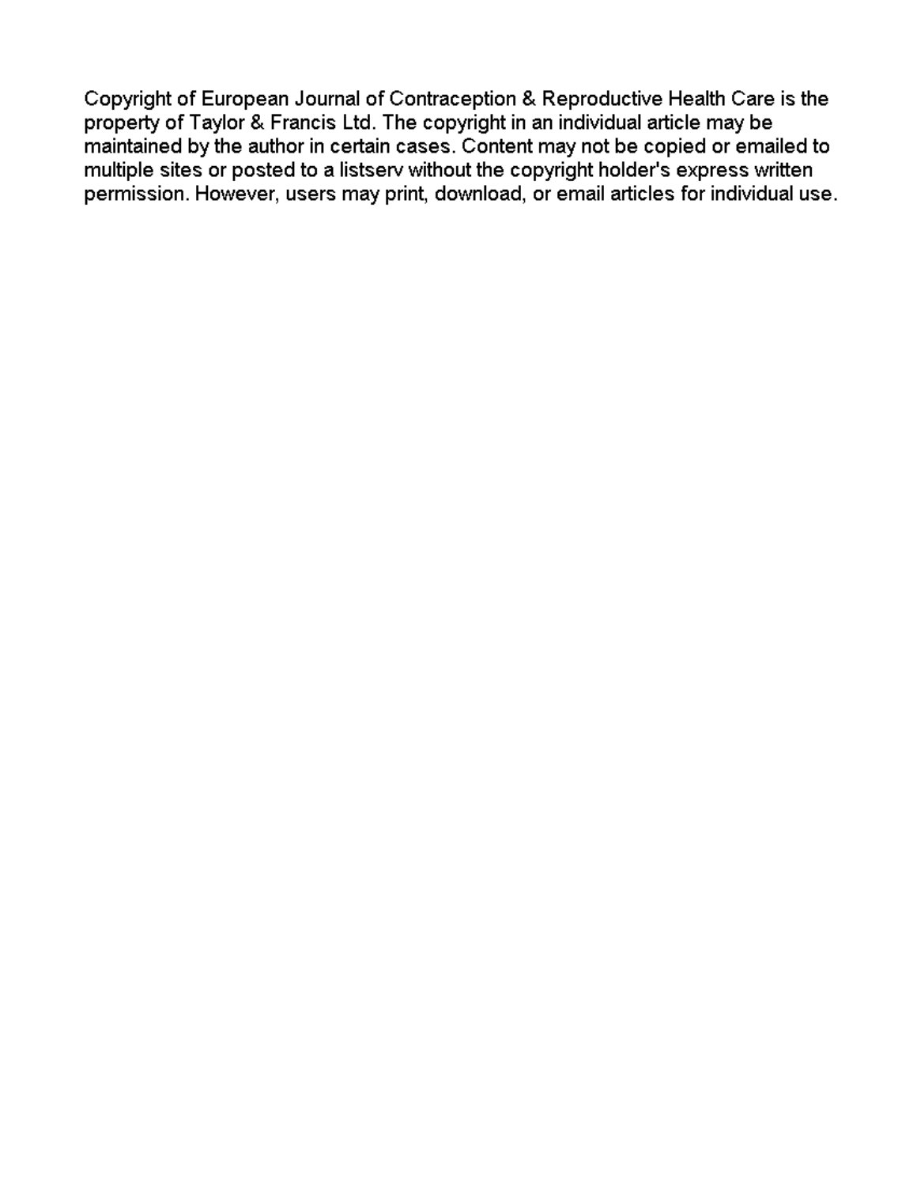Copyright of European Journal of Contraception & Reproductive Health Care is the property of Taylor & Francis Ltd. The copyright in an individual article may be maintained by the author in certain cases. Content may not be copied or emailed to multiple sites or posted to a listserv without the copyright holder's express written permission. However, users may print, download, or email articles for individual use.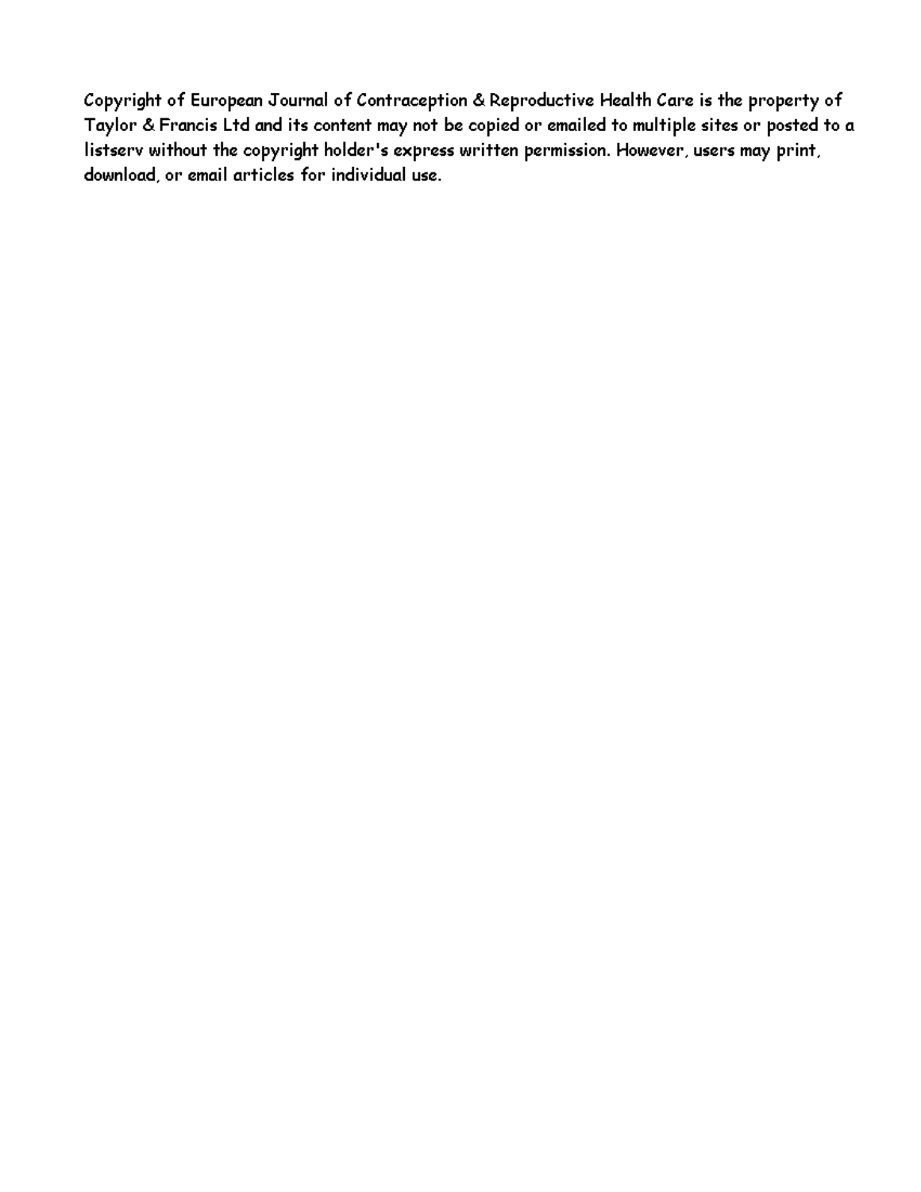Copyright of European Journal of Contraception & Reproductive Health Care is the property of Taylor & Francis Ltd and its content may not be copied or emailed to multiple sites or posted to a listserv without the copyright holder's express written permission. However, users may print, download, or email articles for individual use.